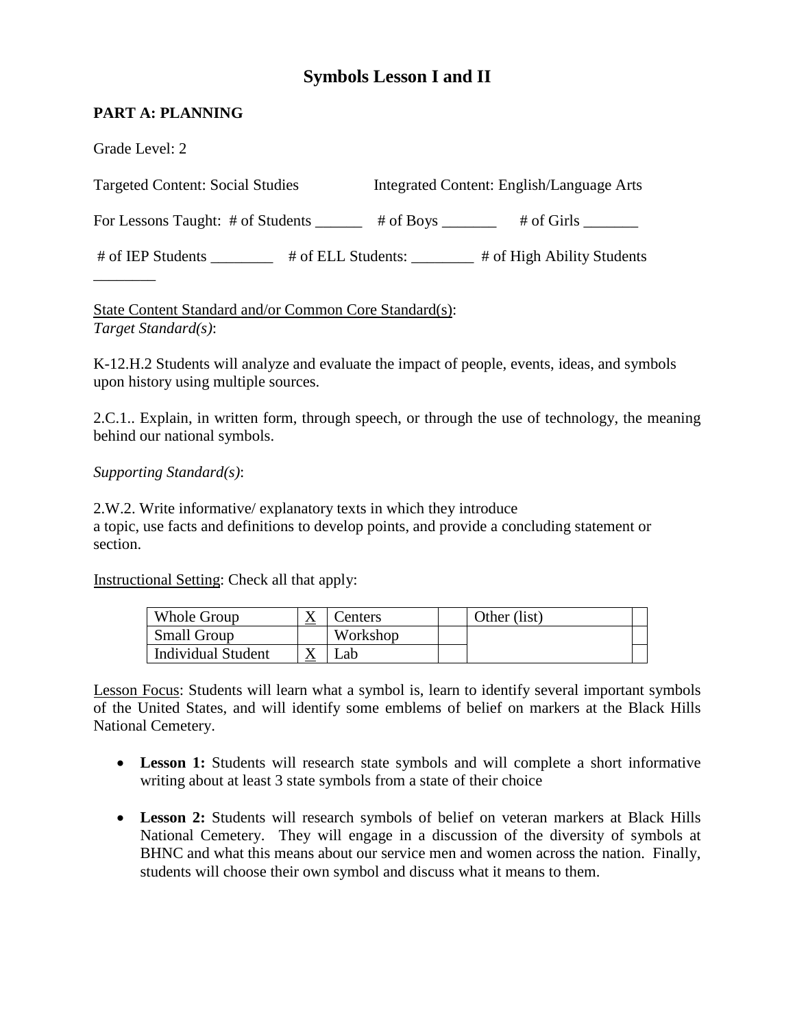# Symbols Lesson I and II

## PART A: PLANNING

Grade Level: 2

Targeted Content: Social Studies Integrated Content: English/Language Arts

For Lessons Taught: # of Students ______ # of Boys _______ # of Girls _______

# of IEP Students ________ # of ELL Students: ________ # of High Ability Students ________

State Content Standard and/or Common Core Standard(s):
*Target Standard(s)*:

K-12.H.2 Students will analyze and evaluate the impact of people, events, ideas, and symbols upon history using multiple sources.

2.C.1.. Explain, in written form, through speech, or through the use of technology, the meaning behind our national symbols.

*Supporting Standard(s)*:

2.W.2. Write informative/ explanatory texts in which they introduce a topic, use facts and definitions to develop points, and provide a concluding statement or section.

Instructional Setting: Check all that apply:

| Whole Group | X | Centers | | Other (list) | |
|---|---|---|---|---|---|
| Small Group | | Workshop | | | |
| Individual Student | X | Lab | | | |

Lesson Focus: Students will learn what a symbol is, learn to identify several important symbols of the United States, and will identify some emblems of belief on markers at the Black Hills National Cemetery.

- **Lesson 1:** Students will research state symbols and will complete a short informative writing about at least 3 state symbols from a state of their choice
- **Lesson 2:** Students will research symbols of belief on veteran markers at Black Hills National Cemetery. They will engage in a discussion of the diversity of symbols at BHNC and what this means about our service men and women across the nation. Finally, students will choose their own symbol and discuss what it means to them.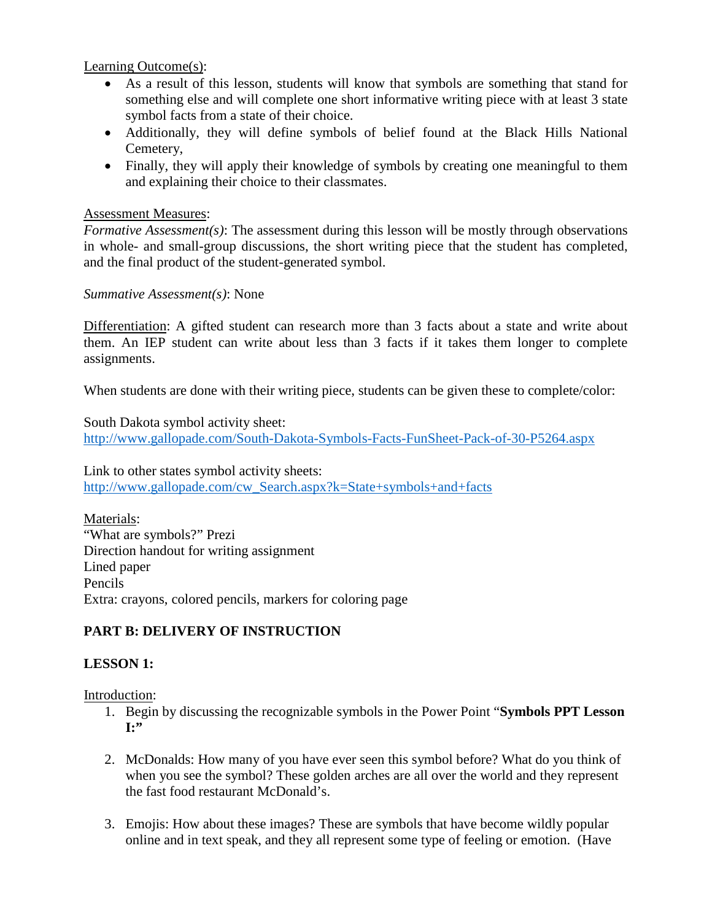Learning Outcome(s):

- As a result of this lesson, students will know that symbols are something that stand for something else and will complete one short informative writing piece with at least 3 state symbol facts from a state of their choice.
- Additionally, they will define symbols of belief found at the Black Hills National Cemetery,
- Finally, they will apply their knowledge of symbols by creating one meaningful to them and explaining their choice to their classmates.

Assessment Measures:
*Formative Assessment(s)*: The assessment during this lesson will be mostly through observations in whole- and small-group discussions, the short writing piece that the student has completed, and the final product of the student-generated symbol.

*Summative Assessment(s)*: None

Differentiation: A gifted student can research more than 3 facts about a state and write about them. An IEP student can write about less than 3 facts if it takes them longer to complete assignments.

When students are done with their writing piece, students can be given these to complete/color:

South Dakota symbol activity sheet:
http://www.gallopade.com/South-Dakota-Symbols-Facts-FunSheet-Pack-of-30-P5264.aspx

Link to other states symbol activity sheets:
http://www.gallopade.com/cw_Search.aspx?k=State+symbols+and+facts

Materials:
"What are symbols?" Prezi
Direction handout for writing assignment
Lined paper
Pencils
Extra: crayons, colored pencils, markers for coloring page

**PART B: DELIVERY OF INSTRUCTION**

**LESSON 1:**

Introduction:

1. Begin by discussing the recognizable symbols in the Power Point "**Symbols PPT Lesson I:"**

2. McDonalds: How many of you have ever seen this symbol before? What do you think of when you see the symbol? These golden arches are all over the world and they represent the fast food restaurant McDonald's.

3. Emojis: How about these images? These are symbols that have become wildly popular online and in text speak, and they all represent some type of feeling or emotion. (Have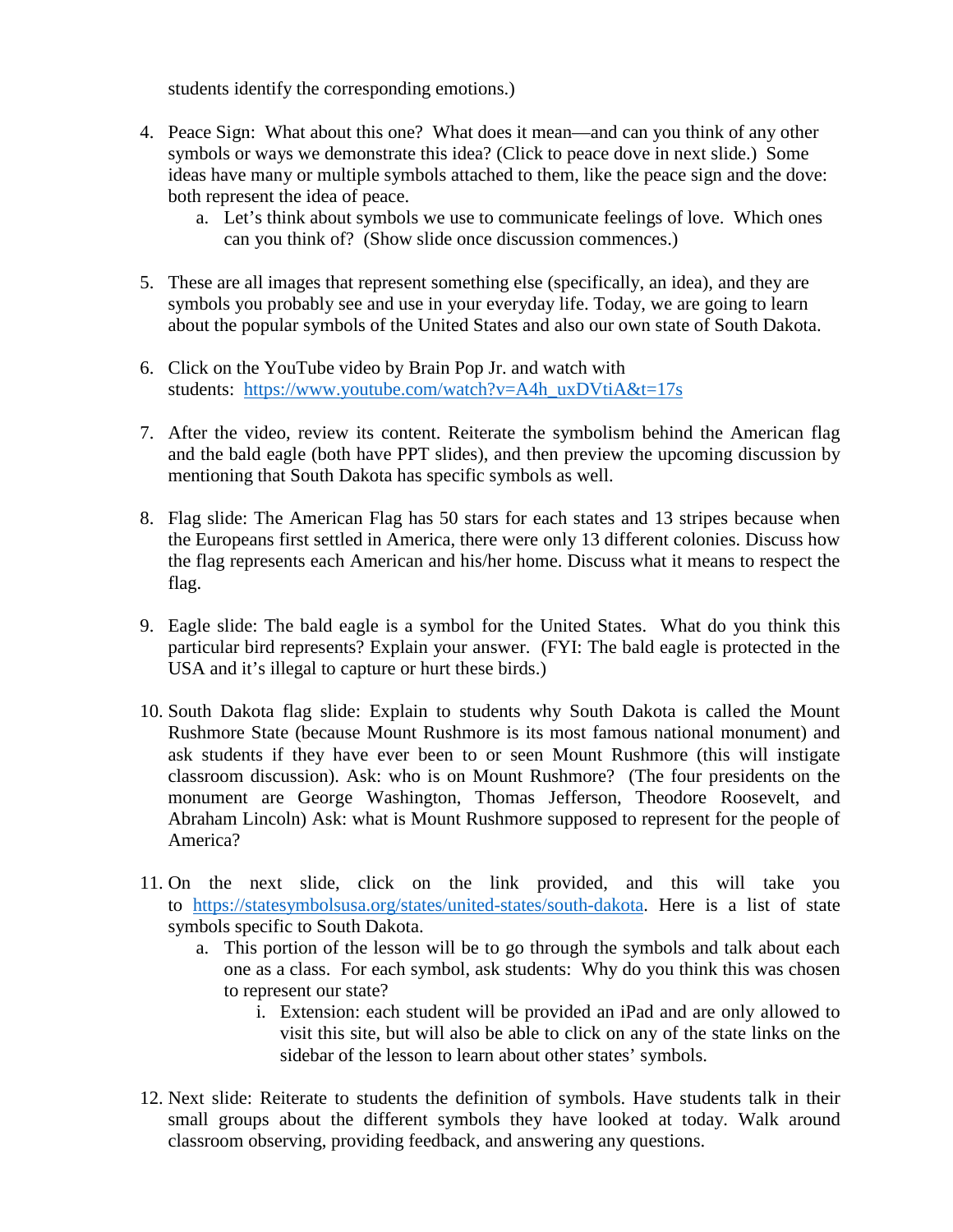students identify the corresponding emotions.)

4. Peace Sign: What about this one? What does it mean—and can you think of any other symbols or ways we demonstrate this idea? (Click to peace dove in next slide.) Some ideas have many or multiple symbols attached to them, like the peace sign and the dove: both represent the idea of peace.
   a. Let's think about symbols we use to communicate feelings of love. Which ones can you think of? (Show slide once discussion commences.)

5. These are all images that represent something else (specifically, an idea), and they are symbols you probably see and use in your everyday life. Today, we are going to learn about the popular symbols of the United States and also our own state of South Dakota.

6. Click on the YouTube video by Brain Pop Jr. and watch with students: [https://www.youtube.com/watch?v=A4h_uxDVtiA&t=17s](https://www.youtube.com/watch?v=A4h_uxDVtiA&t=17s)

7. After the video, review its content. Reiterate the symbolism behind the American flag and the bald eagle (both have PPT slides), and then preview the upcoming discussion by mentioning that South Dakota has specific symbols as well.

8. Flag slide: The American Flag has 50 stars for each states and 13 stripes because when the Europeans first settled in America, there were only 13 different colonies. Discuss how the flag represents each American and his/her home. Discuss what it means to respect the flag.

9. Eagle slide: The bald eagle is a symbol for the United States. What do you think this particular bird represents? Explain your answer. (FYI: The bald eagle is protected in the USA and it's illegal to capture or hurt these birds.)

10. South Dakota flag slide: Explain to students why South Dakota is called the Mount Rushmore State (because Mount Rushmore is its most famous national monument) and ask students if they have ever been to or seen Mount Rushmore (this will instigate classroom discussion). Ask: who is on Mount Rushmore? (The four presidents on the monument are George Washington, Thomas Jefferson, Theodore Roosevelt, and Abraham Lincoln) Ask: what is Mount Rushmore supposed to represent for the people of America?

11. On the next slide, click on the link provided, and this will take you to [https://statesymbolsusa.org/states/united-states/south-dakota](https://statesymbolsusa.org/states/united-states/south-dakota). Here is a list of state symbols specific to South Dakota.
    a. This portion of the lesson will be to go through the symbols and talk about each one as a class. For each symbol, ask students: Why do you think this was chosen to represent our state?
       i. Extension: each student will be provided an iPad and are only allowed to visit this site, but will also be able to click on any of the state links on the sidebar of the lesson to learn about other states' symbols.

12. Next slide: Reiterate to students the definition of symbols. Have students talk in their small groups about the different symbols they have looked at today. Walk around classroom observing, providing feedback, and answering any questions.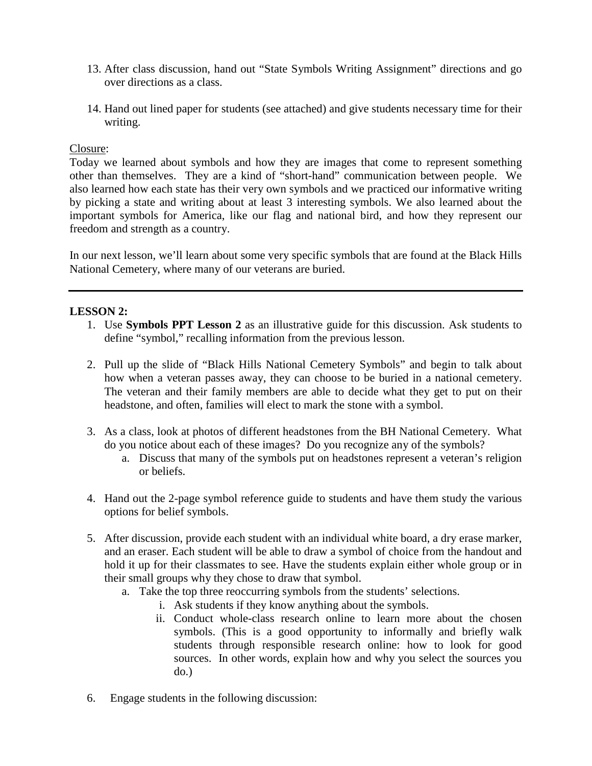13. After class discussion, hand out "State Symbols Writing Assignment" directions and go over directions as a class.

14. Hand out lined paper for students (see attached) and give students necessary time for their writing.

<u>Closure</u>:

Today we learned about symbols and how they are images that come to represent something other than themselves. They are a kind of "short-hand" communication between people. We also learned how each state has their very own symbols and we practiced our informative writing by picking a state and writing about at least 3 interesting symbols. We also learned about the important symbols for America, like our flag and national bird, and how they represent our freedom and strength as a country.

In our next lesson, we'll learn about some very specific symbols that are found at the Black Hills National Cemetery, where many of our veterans are buried.

---

**LESSON 2:**

1. Use **Symbols PPT Lesson 2** as an illustrative guide for this discussion. Ask students to define "symbol," recalling information from the previous lesson.

2. Pull up the slide of "Black Hills National Cemetery Symbols" and begin to talk about how when a veteran passes away, they can choose to be buried in a national cemetery. The veteran and their family members are able to decide what they get to put on their headstone, and often, families will elect to mark the stone with a symbol.

3. As a class, look at photos of different headstones from the BH National Cemetery. What do you notice about each of these images? Do you recognize any of the symbols?
   a. Discuss that many of the symbols put on headstones represent a veteran's religion or beliefs.

4. Hand out the 2-page symbol reference guide to students and have them study the various options for belief symbols.

5. After discussion, provide each student with an individual white board, a dry erase marker, and an eraser. Each student will be able to draw a symbol of choice from the handout and hold it up for their classmates to see. Have the students explain either whole group or in their small groups why they chose to draw that symbol.
   a. Take the top three reoccurring symbols from the students' selections.
      i. Ask students if they know anything about the symbols.
      ii. Conduct whole-class research online to learn more about the chosen symbols. (This is a good opportunity to informally and briefly walk students through responsible research online: how to look for good sources. In other words, explain how and why you select the sources you do.)

6. Engage students in the following discussion: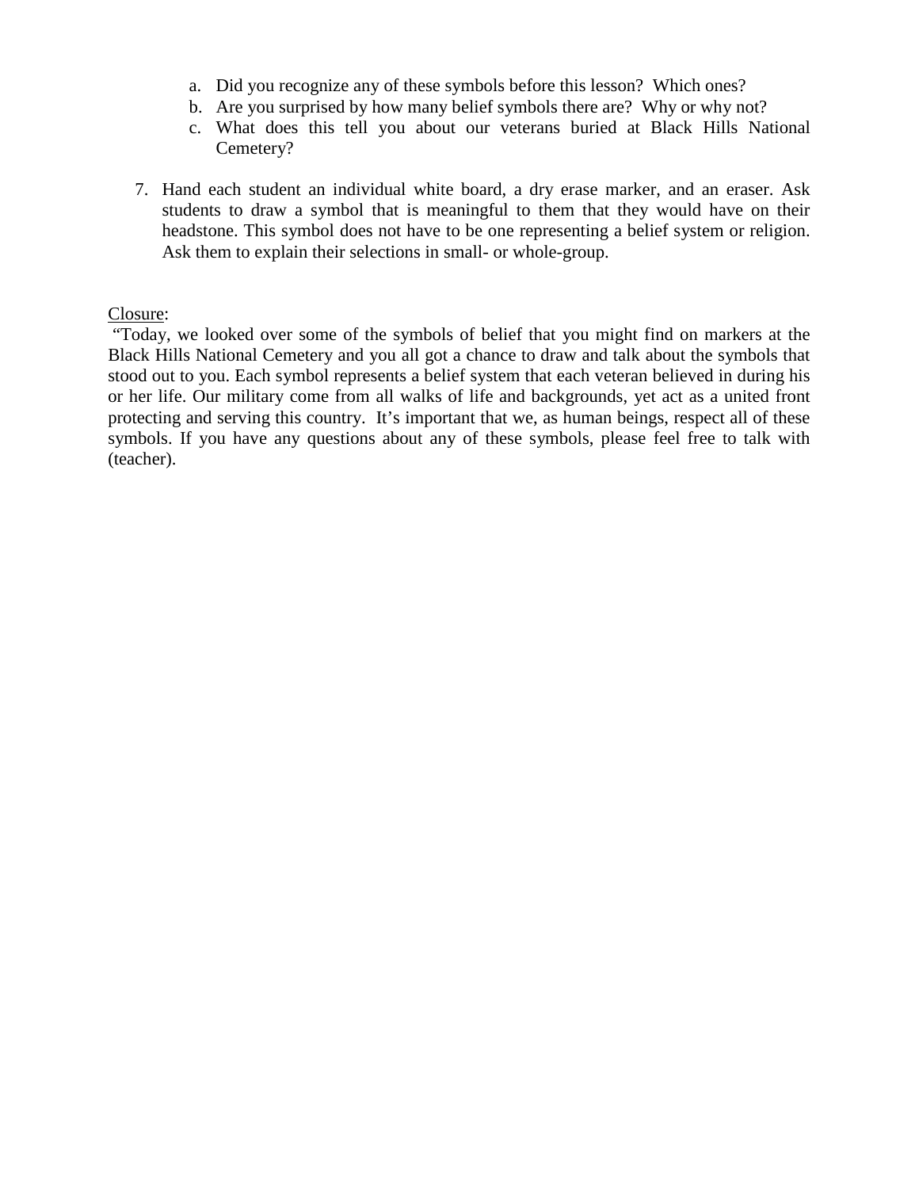a. Did you recognize any of these symbols before this lesson? Which ones?
   b. Are you surprised by how many belief symbols there are? Why or why not?
   c. What does this tell you about our veterans buried at Black Hills National Cemetery?

7. Hand each student an individual white board, a dry erase marker, and an eraser. Ask students to draw a symbol that is meaningful to them that they would have on their headstone. This symbol does not have to be one representing a belief system or religion. Ask them to explain their selections in small- or whole-group.

Closure:

"Today, we looked over some of the symbols of belief that you might find on markers at the Black Hills National Cemetery and you all got a chance to draw and talk about the symbols that stood out to you. Each symbol represents a belief system that each veteran believed in during his or her life. Our military come from all walks of life and backgrounds, yet act as a united front protecting and serving this country. It's important that we, as human beings, respect all of these symbols. If you have any questions about any of these symbols, please feel free to talk with (teacher).